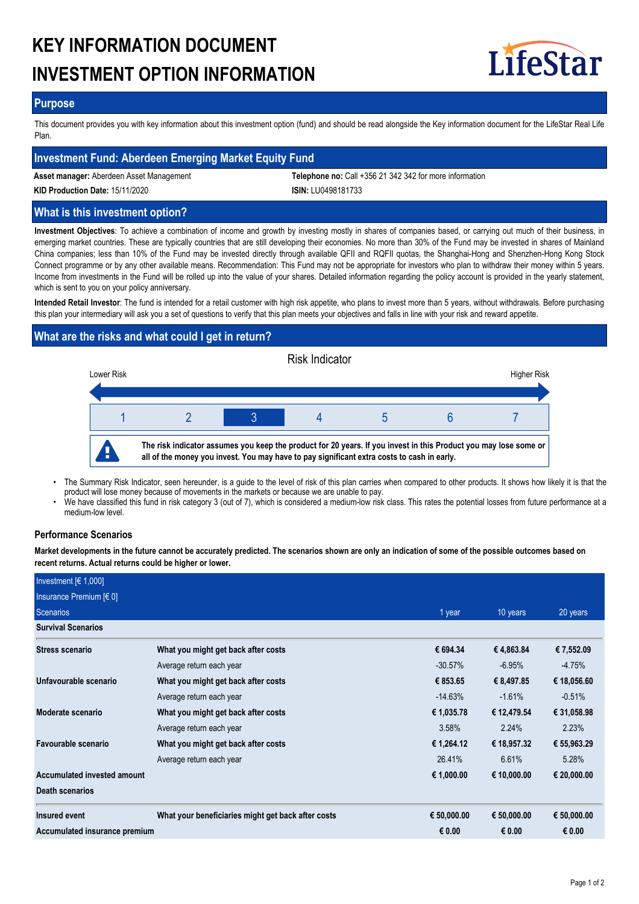# KEY INFORMATION DOCUMENT
# INVESTMENT OPTION INFORMATION

LifeStar

## Purpose

This document provides you with key information about this investment option (fund) and should be read alongside the Key information document for the LifeStar Real Life Plan.

## Investment Fund: Aberdeen Emerging Market Equity Fund

**Asset manager:** Aberdeen Asset Management

**Telephone no:** Call +356 21 342 342 for more information

**KID Production Date:** 15/11/2020

**ISIN:** LU0498181733

## What is this investment option?

**Investment Objectives**: To achieve a combination of income and growth by investing mostly in shares of companies based, or carrying out much of their business, in emerging market countries. These are typically countries that are still developing their economies. No more than 30% of the Fund may be invested in shares of Mainland China companies; less than 10% of the Fund may be invested directly through available QFII and RQFII quotas, the Shanghai-Hong and Shenzhen-Hong Kong Stock Connect programme or by any other available means. Recommendation: This Fund may not be appropriate for investors who plan to withdraw their money within 5 years. Income from investments in the Fund will be rolled up into the value of your shares. Detailed information regarding the policy account is provided in the yearly statement, which is sent to you on your policy anniversary.

**Intended Retail Investor**: The fund is intended for a retail customer with high risk appetite, who plans to invest more than 5 years, without withdrawals. Before purchasing this plan your intermediary will ask you a set of questions to verify that this plan meets your objectives and falls in line with your risk and reward appetite.

## What are the risks and what could I get in return?

Risk Indicator

Lower Risk — Higher Risk

| 1 | 2 | **3** | 4 | 5 | 6 | 7 |
|---|---|---|---|---|---|---|

**The risk indicator assumes you keep the product for 20 years. If you invest in this Product you may lose some or all of the money you invest. You may have to pay significant extra costs to cash in early.**

- The Summary Risk Indicator, seen hereunder, is a guide to the level of risk of this plan carries when compared to other products. It shows how likely it is that the product will lose money because of movements in the markets or because we are unable to pay.
- We have classified this fund in risk category 3 (out of 7), which is considered a medium-low risk class. This rates the potential losses from future performance at a medium-low level.

### Performance Scenarios

**Market developments in the future cannot be accurately predicted. The scenarios shown are only an indication of some of the possible outcomes based on recent returns. Actual returns could be higher or lower.**

| Investment [€ 1,000]<br>Insurance Premium [€ 0]<br>Scenarios | | 1 year | 10 years | 20 years |
|---|---|---|---|---|
| **Survival Scenarios** | | | | |
| **Stress scenario** | **What you might get back after costs** | **€ 694.34** | **€ 4,863.84** | **€ 7,552.09** |
| | Average return each year | -30.57% | -6.95% | -4.75% |
| **Unfavourable scenario** | **What you might get back after costs** | **€ 853.65** | **€ 8,497.85** | **€ 18,056.60** |
| | Average return each year | -14.63% | -1.61% | -0.51% |
| **Moderate scenario** | **What you might get back after costs** | **€ 1,035.78** | **€ 12,479.54** | **€ 31,058.98** |
| | Average return each year | 3.58% | 2.24% | 2.23% |
| **Favourable scenario** | **What you might get back after costs** | **€ 1,264.12** | **€ 18,957.32** | **€ 55,963.29** |
| | Average return each year | 26.41% | 6.61% | 5.28% |
| **Accumulated invested amount** | | **€ 1,000.00** | **€ 10,000.00** | **€ 20,000.00** |
| **Death scenarios** | | | | |
| **Insured event** | **What your beneficiaries might get back after costs** | **€ 50,000.00** | **€ 50,000.00** | **€ 50,000.00** |
| **Accumulated insurance premium** | | **€ 0.00** | **€ 0.00** | **€ 0.00** |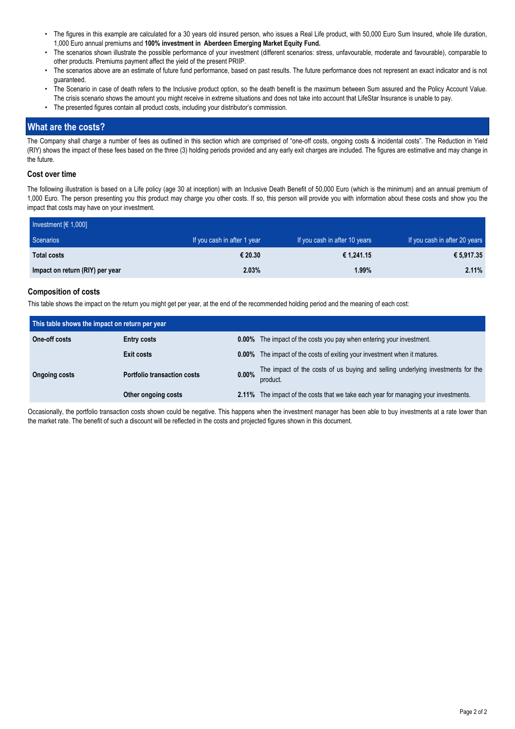- The figures in this example are calculated for a 30 years old insured person, who issues a Real Life product, with 50,000 Euro Sum Insured, whole life duration, 1,000 Euro annual premiums and **100% investment in Aberdeen Emerging Market Equity Fund.**
- The scenarios shown illustrate the possible performance of your investment (different scenarios: stress, unfavourable, moderate and favourable), comparable to other products. Premiums payment affect the yield of the present PRIIP.
- The scenarios above are an estimate of future fund performance, based on past results. The future performance does not represent an exact indicator and is not guaranteed.
- The Scenario in case of death refers to the Inclusive product option, so the death benefit is the maximum between Sum assured and the Policy Account Value. The crisis scenario shows the amount you might receive in extreme situations and does not take into account that LifeStar Insurance is unable to pay.
- The presented figures contain all product costs, including your distributor's commission.

## What are the costs?

The Company shall charge a number of fees as outlined in this section which are comprised of "one-off costs, ongoing costs & incidental costs". The Reduction in Yield (RIY) shows the impact of these fees based on the three (3) holding periods provided and any early exit charges are included. The figures are estimative and may change in the future.

### Cost over time

The following illustration is based on a Life policy (age 30 at inception) with an Inclusive Death Benefit of 50,000 Euro (which is the minimum) and an annual premium of 1,000 Euro. The person presenting you this product may charge you other costs. If so, this person will provide you with information about these costs and show you the impact that costs may have on your investment.

| Investment [€ 1,000] | | | |
|---|---|---|---|
| Scenarios | If you cash in after 1 year | If you cash in after 10 years | If you cash in after 20 years |
| **Total costs** | **€ 20.30** | **€ 1,241.15** | **€ 5,917.35** |
| **Impact on return (RIY) per year** | **2.03%** | **1.99%** | **2.11%** |

### Composition of costs

This table shows the impact on the return you might get per year, at the end of the recommended holding period and the meaning of each cost:

| This table shows the impact on return per year | | | |
|---|---|---|---|
| **One-off costs** | **Entry costs** | **0.00%** | The impact of the costs you pay when entering your investment. |
| | **Exit costs** | **0.00%** | The impact of the costs of exiting your investment when it matures. |
| **Ongoing costs** | **Portfolio transaction costs** | **0.00%** | The impact of the costs of us buying and selling underlying investments for the product. |
| | **Other ongoing costs** | **2.11%** | The impact of the costs that we take each year for managing your investments. |

Occasionally, the portfolio transaction costs shown could be negative. This happens when the investment manager has been able to buy investments at a rate lower than the market rate. The benefit of such a discount will be reflected in the costs and projected figures shown in this document.